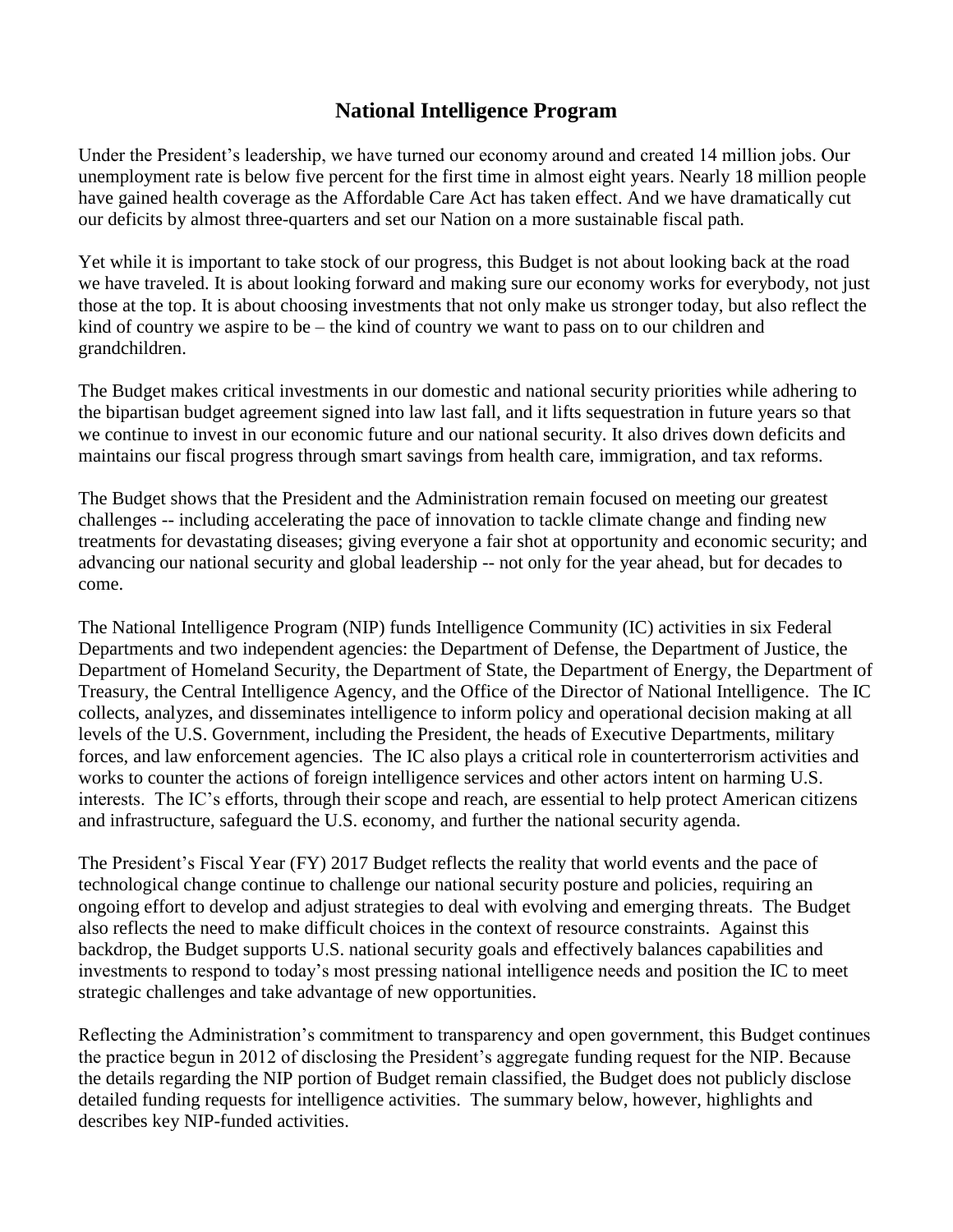# National Intelligence Program

Under the President's leadership, we have turned our economy around and created 14 million jobs. Our unemployment rate is below five percent for the first time in almost eight years. Nearly 18 million people have gained health coverage as the Affordable Care Act has taken effect. And we have dramatically cut our deficits by almost three-quarters and set our Nation on a more sustainable fiscal path.

Yet while it is important to take stock of our progress, this Budget is not about looking back at the road we have traveled. It is about looking forward and making sure our economy works for everybody, not just those at the top. It is about choosing investments that not only make us stronger today, but also reflect the kind of country we aspire to be – the kind of country we want to pass on to our children and grandchildren.

The Budget makes critical investments in our domestic and national security priorities while adhering to the bipartisan budget agreement signed into law last fall, and it lifts sequestration in future years so that we continue to invest in our economic future and our national security. It also drives down deficits and maintains our fiscal progress through smart savings from health care, immigration, and tax reforms.

The Budget shows that the President and the Administration remain focused on meeting our greatest challenges -- including accelerating the pace of innovation to tackle climate change and finding new treatments for devastating diseases; giving everyone a fair shot at opportunity and economic security; and advancing our national security and global leadership -- not only for the year ahead, but for decades to come.

The National Intelligence Program (NIP) funds Intelligence Community (IC) activities in six Federal Departments and two independent agencies: the Department of Defense, the Department of Justice, the Department of Homeland Security, the Department of State, the Department of Energy, the Department of Treasury, the Central Intelligence Agency, and the Office of the Director of National Intelligence. The IC collects, analyzes, and disseminates intelligence to inform policy and operational decision making at all levels of the U.S. Government, including the President, the heads of Executive Departments, military forces, and law enforcement agencies. The IC also plays a critical role in counterterrorism activities and works to counter the actions of foreign intelligence services and other actors intent on harming U.S. interests. The IC's efforts, through their scope and reach, are essential to help protect American citizens and infrastructure, safeguard the U.S. economy, and further the national security agenda.

The President's Fiscal Year (FY) 2017 Budget reflects the reality that world events and the pace of technological change continue to challenge our national security posture and policies, requiring an ongoing effort to develop and adjust strategies to deal with evolving and emerging threats. The Budget also reflects the need to make difficult choices in the context of resource constraints. Against this backdrop, the Budget supports U.S. national security goals and effectively balances capabilities and investments to respond to today's most pressing national intelligence needs and position the IC to meet strategic challenges and take advantage of new opportunities.

Reflecting the Administration's commitment to transparency and open government, this Budget continues the practice begun in 2012 of disclosing the President's aggregate funding request for the NIP. Because the details regarding the NIP portion of Budget remain classified, the Budget does not publicly disclose detailed funding requests for intelligence activities. The summary below, however, highlights and describes key NIP-funded activities.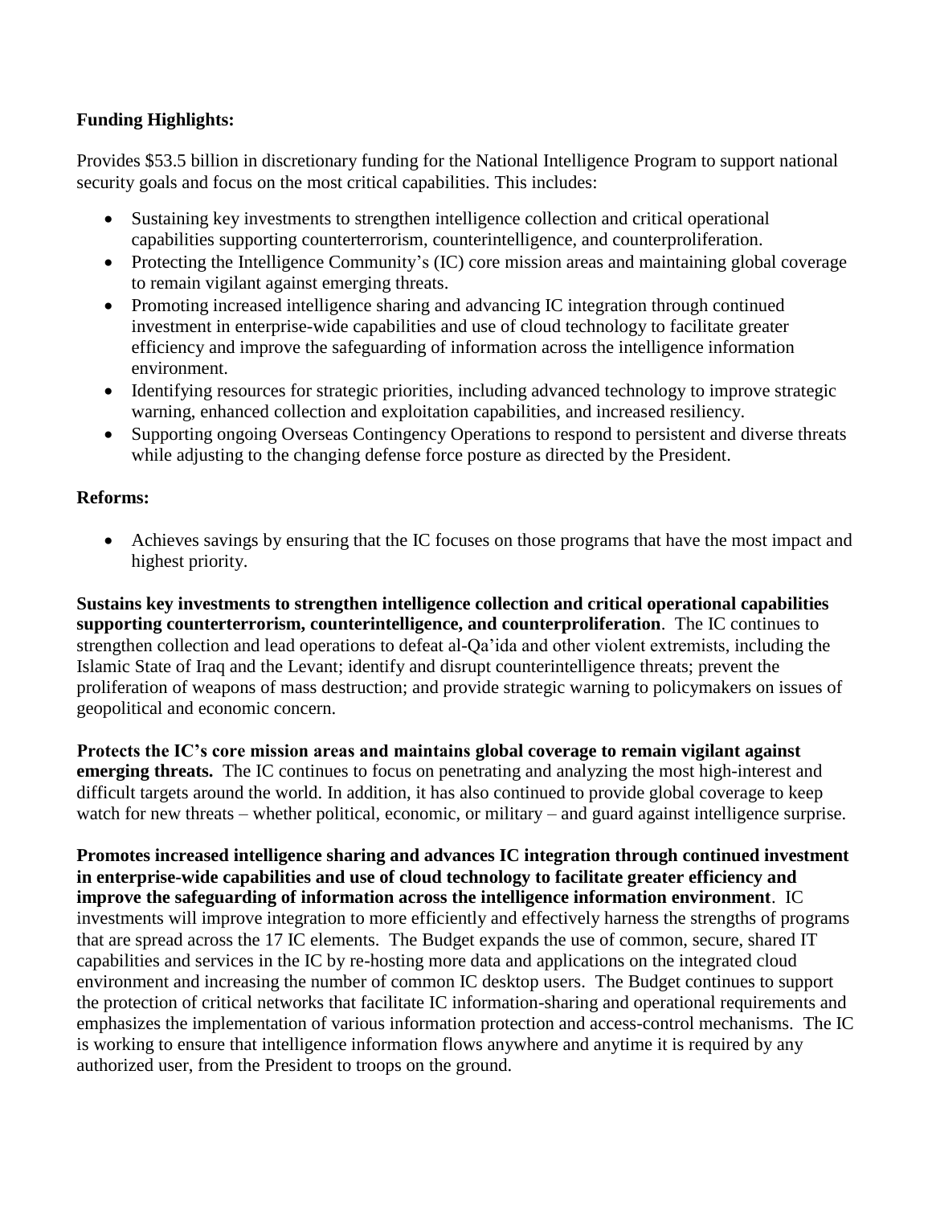**Funding Highlights:**

Provides $53.5 billion in discretionary funding for the National Intelligence Program to support national security goals and focus on the most critical capabilities. This includes:

- Sustaining key investments to strengthen intelligence collection and critical operational capabilities supporting counterterrorism, counterintelligence, and counterproliferation.
- Protecting the Intelligence Community's (IC) core mission areas and maintaining global coverage to remain vigilant against emerging threats.
- Promoting increased intelligence sharing and advancing IC integration through continued investment in enterprise-wide capabilities and use of cloud technology to facilitate greater efficiency and improve the safeguarding of information across the intelligence information environment.
- Identifying resources for strategic priorities, including advanced technology to improve strategic warning, enhanced collection and exploitation capabilities, and increased resiliency.
- Supporting ongoing Overseas Contingency Operations to respond to persistent and diverse threats while adjusting to the changing defense force posture as directed by the President.

**Reforms:**

- Achieves savings by ensuring that the IC focuses on those programs that have the most impact and highest priority.

**Sustains key investments to strengthen intelligence collection and critical operational capabilities supporting counterterrorism, counterintelligence, and counterproliferation**. The IC continues to strengthen collection and lead operations to defeat al-Qa'ida and other violent extremists, including the Islamic State of Iraq and the Levant; identify and disrupt counterintelligence threats; prevent the proliferation of weapons of mass destruction; and provide strategic warning to policymakers on issues of geopolitical and economic concern.

**Protects the IC's core mission areas and maintains global coverage to remain vigilant against emerging threats.** The IC continues to focus on penetrating and analyzing the most high-interest and difficult targets around the world. In addition, it has also continued to provide global coverage to keep watch for new threats – whether political, economic, or military – and guard against intelligence surprise.

**Promotes increased intelligence sharing and advances IC integration through continued investment in enterprise-wide capabilities and use of cloud technology to facilitate greater efficiency and improve the safeguarding of information across the intelligence information environment**. IC investments will improve integration to more efficiently and effectively harness the strengths of programs that are spread across the 17 IC elements. The Budget expands the use of common, secure, shared IT capabilities and services in the IC by re-hosting more data and applications on the integrated cloud environment and increasing the number of common IC desktop users. The Budget continues to support the protection of critical networks that facilitate IC information-sharing and operational requirements and emphasizes the implementation of various information protection and access-control mechanisms. The IC is working to ensure that intelligence information flows anywhere and anytime it is required by any authorized user, from the President to troops on the ground.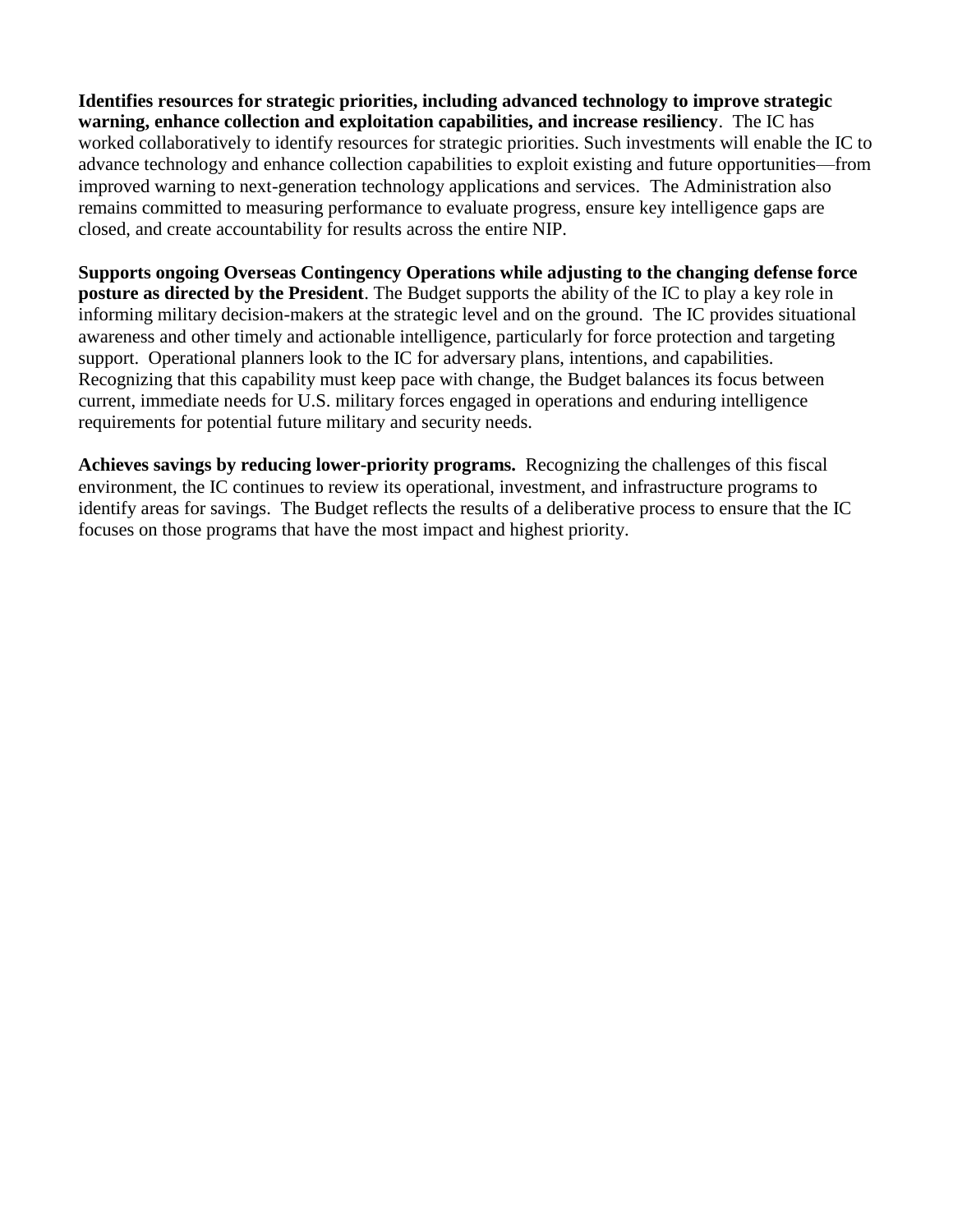**Identifies resources for strategic priorities, including advanced technology to improve strategic warning, enhance collection and exploitation capabilities, and increase resiliency**. The IC has worked collaboratively to identify resources for strategic priorities. Such investments will enable the IC to advance technology and enhance collection capabilities to exploit existing and future opportunities—from improved warning to next-generation technology applications and services. The Administration also remains committed to measuring performance to evaluate progress, ensure key intelligence gaps are closed, and create accountability for results across the entire NIP.

**Supports ongoing Overseas Contingency Operations while adjusting to the changing defense force posture as directed by the President**. The Budget supports the ability of the IC to play a key role in informing military decision-makers at the strategic level and on the ground. The IC provides situational awareness and other timely and actionable intelligence, particularly for force protection and targeting support. Operational planners look to the IC for adversary plans, intentions, and capabilities. Recognizing that this capability must keep pace with change, the Budget balances its focus between current, immediate needs for U.S. military forces engaged in operations and enduring intelligence requirements for potential future military and security needs.

**Achieves savings by reducing lower-priority programs.** Recognizing the challenges of this fiscal environment, the IC continues to review its operational, investment, and infrastructure programs to identify areas for savings. The Budget reflects the results of a deliberative process to ensure that the IC focuses on those programs that have the most impact and highest priority.